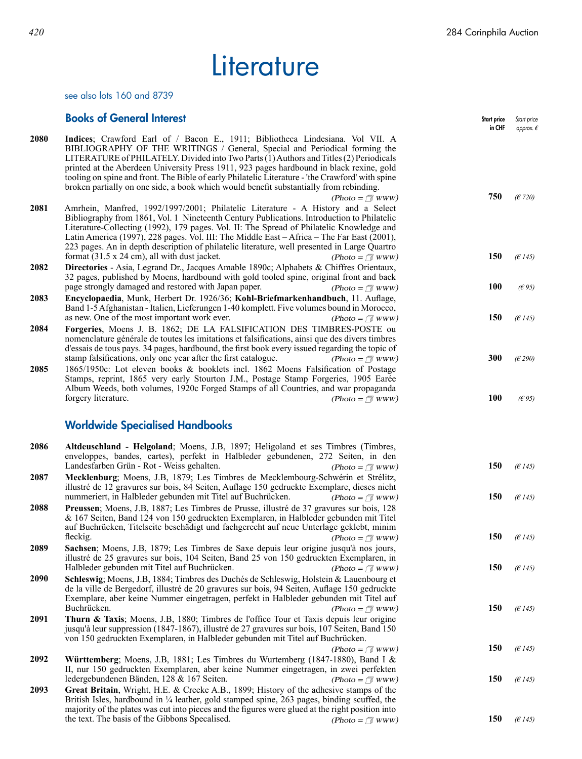# Literature

see also lots 160 and 8739

## Books of General Interest

| Lot | Description | Start price in CHF | Start price approx. € |
|---|---|---|---|
| 2080 | **Indices**; Crawford Earl of / Bacon E., 1911; Bibliotheca Lindesiana. Vol VII. A BIBLIOGRAPHY OF THE WRITINGS / General, Special and Periodical forming the LITERATURE of PHILATELY. Divided into Two Parts (1) Authors and Titles (2) Periodicals printed at the Aberdeen University Press 1911, 923 pages hardbound in black rexine, gold tooling on spine and front. The Bible of early Philatelic Literature - 'the Crawford' with spine broken partially on one side, a book which would benefit substantially from rebinding. *(Photo = www)* | **750** | *(€ 720)* |
| 2081 | Amrhein, Manfred, 1992/1997/2001; Philatelic Literature - A History and a Select Bibliography from 1861, Vol. 1 Nineteenth Century Publications. Introduction to Philatelic Literature-Collecting (1992), 179 pages. Vol. II: The Spread of Philatelic Knowledge and Latin America (1997), 228 pages. Vol. III: The Middle East – Africa – The Far East (2001), 223 pages. An in depth description of philatelic literature, well presented in Large Quartro format (31.5 x 24 cm), all with dust jacket. *(Photo = www)* | **150** | *(€ 145)* |
| 2082 | **Directories** - Asia, Legrand Dr., Jacques Amable 1890c; Alphabets & Chiffres Orientaux, 32 pages, published by Moens, hardbound with gold tooled spine, original front and back page strongly damaged and restored with Japan paper. *(Photo = www)* | **100** | *(€ 95)* |
| 2083 | **Encyclopaedia**, Munk, Herbert Dr. 1926/36; **Kohl-Briefmarkenhandbuch**, 11. Auflage, Band 1-5 Afghanistan - Italien, Lieferungen 1-40 komplett. Five volumes bound in Morocco, as new. One of the most important work ever. *(Photo = www)* | **150** | *(€ 145)* |
| 2084 | **Forgeries**, Moens J. B. 1862; DE LA FALSIFICATION DES TIMBRES-POSTE ou nomenclature générale de toutes les imitations et falsifications, ainsi que des divers timbres d'essais de tous pays. 34 pages, hardbound, the first book every issued regarding the topic of stamp falsifications, only one year after the first catalogue. *(Photo = www)* | **300** | *(€ 290)* |
| 2085 | 1865/1950c: Lot eleven books & booklets incl. 1862 Moens Falsification of Postage Stamps, reprint, 1865 very early Stourton J.M., Postage Stamp Forgeries, 1905 Earée Album Weeds, both volumes, 1920c Forged Stamps of all Countries, and war propaganda forgery literature. *(Photo = www)* | **100** | *(€ 95)* |

## Worldwide Specialised Handbooks

| Lot | Description | Start price in CHF | Start price approx. € |
|---|---|---|---|
| 2086 | **Altdeuschland - Helgoland**; Moens, J.B, 1897; Heligoland et ses Timbres (Timbres, enveloppes, bandes, cartes), perfekt in Halbleder gebundenen, 272 Seiten, in den Landesfarben Grün - Rot - Weiss gehalten. *(Photo = www)* | **150** | *(€ 145)* |
| 2087 | **Mecklenburg**; Moens, J.B, 1879; Les Timbres de Mecklembourg-Schwérin et Strélitz, illustré de 12 gravures sur bois, 84 Seiten, Auflage 150 gedruckte Exemplare, dieses nicht nummeriert, in Halbleder gebunden mit Titel auf Buchrücken. *(Photo = www)* | **150** | *(€ 145)* |
| 2088 | **Preussen**; Moens, J.B, 1887; Les Timbres de Prusse, illustré de 37 gravures sur bois, 128 & 167 Seiten, Band 124 von 150 gedruckten Exemplaren, in Halbleder gebunden mit Titel auf Buchrücken, Titelseite beschädigt und fachgerecht auf neue Unterlage geklebt, minim fleckig. *(Photo = www)* | **150** | *(€ 145)* |
| 2089 | **Sachsen**; Moens, J.B, 1879; Les Timbres de Saxe depuis leur origine jusqu'à nos jours, illustré de 25 gravures sur bois, 104 Seiten, Band 25 von 150 gedruckten Exemplaren, in Halbleder gebunden mit Titel auf Buchrücken. *(Photo = www)* | **150** | *(€ 145)* |
| 2090 | **Schleswig**; Moens, J.B, 1884; Timbres des Duchés de Schleswig, Holstein & Lauenbourg et de la ville de Bergedorf, illustré de 20 gravures sur bois, 94 Seiten, Auflage 150 gedruckte Exemplare, aber keine Nummer eingetragen, perfekt in Halbleder gebunden mit Titel auf Buchrücken. *(Photo = www)* | **150** | *(€ 145)* |
| 2091 | **Thurn & Taxis**; Moens, J.B, 1880; Timbres de l'office Tour et Taxis depuis leur origine jusqu'à leur suppression (1847-1867), illustré de 27 gravures sur bois, 107 Seiten, Band 150 von 150 gedruckten Exemplaren, in Halbleder gebunden mit Titel auf Buchrücken. *(Photo = www)* | **150** | *(€ 145)* |
| 2092 | **Württemberg**; Moens, J.B, 1881; Les Timbres du Wurtemberg (1847-1880), Band I & II, nur 150 gedruckten Exemplaren, aber keine Nummer eingetragen, in zwei perfekten ledergebundenen Bänden, 128 & 167 Seiten. *(Photo = www)* | **150** | *(€ 145)* |
| 2093 | **Great Britain**, Wright, H.E. & Creeke A.B., 1899; History of the adhesive stamps of the British Isles, hardbound in ¼ leather, gold stamped spine, 263 pages, binding scuffed, the majority of the plates was cut into pieces and the figures were glued at the right position into the text. The basis of the Gibbons Specalised. *(Photo = www)* | **150** | *(€ 145)* |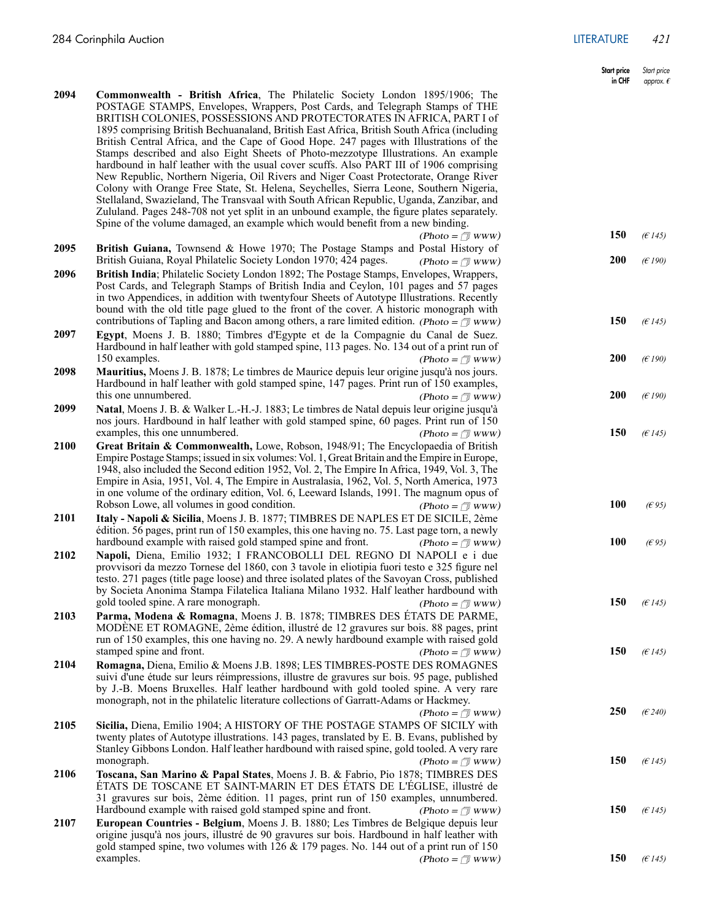| | | Start price in CHF | Start price approx. € |
|---|---|---|---|
| 2094 | **Commonwealth - British Africa**, The Philatelic Society London 1895/1906; The POSTAGE STAMPS, Envelopes, Wrappers, Post Cards, and Telegraph Stamps of THE BRITISH COLONIES, POSSESSIONS AND PROTECTORATES IN AFRICA, PART I of 1895 comprising British Bechuanaland, British East Africa, British South Africa (including British Central Africa, and the Cape of Good Hope. 247 pages with Illustrations of the Stamps described and also Eight Sheets of Photo-mezzotype Illustrations. An example hardbound in half leather with the usual cover scuffs. Also PART III of 1906 comprising New Republic, Northern Nigeria, Oil Rivers and Niger Coast Protectorate, Orange River Colony with Orange Free State, St. Helena, Seychelles, Sierra Leone, Southern Nigeria, Stellaland, Swazieland, The Transvaal with South African Republic, Uganda, Zanzibar, and Zululand. Pages 248-708 not yet split in an unbound example, the figure plates separately. Spine of the volume damaged, an example which would benefit from a new binding. *(Photo = www)* | **150** | *(€ 145)* |
| 2095 | **British Guiana,** Townsend & Howe 1970; The Postage Stamps and Postal History of British Guiana, Royal Philatelic Society London 1970; 424 pages. *(Photo = www)* | **200** | *(€ 190)* |
| 2096 | **British India**; Philatelic Society London 1892; The Postage Stamps, Envelopes, Wrappers, Post Cards, and Telegraph Stamps of British India and Ceylon, 101 pages and 57 pages in two Appendices, in addition with twentyfour Sheets of Autotype Illustrations. Recently bound with the old title page glued to the front of the cover. A historic monograph with contributions of Tapling and Bacon among others, a rare limited edition. *(Photo = www)* | **150** | *(€ 145)* |
| 2097 | **Egypt**, Moens J. B. 1880; Timbres d'Egypte et de la Compagnie du Canal de Suez. Hardbound in half leather with gold stamped spine, 113 pages. No. 134 out of a print run of 150 examples. *(Photo = www)* | **200** | *(€ 190)* |
| 2098 | **Mauritius,** Moens J. B. 1878; Le timbres de Maurice depuis leur origine jusqu'à nos jours. Hardbound in half leather with gold stamped spine, 147 pages. Print run of 150 examples, this one unnumbered. *(Photo = www)* | **200** | *(€ 190)* |
| 2099 | **Natal**, Moens J. B. & Walker L.-H.-J. 1883; Le timbres de Natal depuis leur origine jusqu'à nos jours. Hardbound in half leather with gold stamped spine, 60 pages. Print run of 150 examples, this one unnumbered. *(Photo = www)* | **150** | *(€ 145)* |
| 2100 | **Great Britain & Commonwealth,** Lowe, Robson, 1948/91; The Encyclopaedia of British Empire Postage Stamps; issued in six volumes: Vol. 1, Great Britain and the Empire in Europe, 1948, also included the Second edition 1952, Vol. 2, The Empire In Africa, 1949, Vol. 3, The Empire in Asia, 1951, Vol. 4, The Empire in Australasia, 1962, Vol. 5, North America, 1973 in one volume of the ordinary edition, Vol. 6, Leeward Islands, 1991. The magnum opus of Robson Lowe, all volumes in good condition. *(Photo = www)* | **100** | *(€ 95)* |
| 2101 | **Italy - Napoli & Sicilia**, Moens J. B. 1877; TIMBRES DE NAPLES ET DE SICILE, 2ème édition. 56 pages, print run of 150 examples, this one having no. 75. Last page torn, a newly hardbound example with raised gold stamped spine and front. *(Photo = www)* | **100** | *(€ 95)* |
| 2102 | **Napoli,** Diena, Emilio 1932; I FRANCOBOLLI DEL REGNO DI NAPOLI e i due provvisori da mezzo Tornese del 1860, con 3 tavole in eliotipia fuori testo e 325 figure nel testo. 271 pages (title page loose) and three isolated plates of the Savoyan Cross, published by Societa Anonima Stampa Filatelica Italiana Milano 1932. Half leather hardbound with gold tooled spine. A rare monograph. *(Photo = www)* | **150** | *(€ 145)* |
| 2103 | **Parma, Modena & Romagna**, Moens J. B. 1878; TIMBRES DES ÉTATS DE PARME, MODÈNE ET ROMAGNE, 2ème édition, illustré de 12 gravures sur bois. 88 pages, print run of 150 examples, this one having no. 29. A newly hardbound example with raised gold stamped spine and front. *(Photo = www)* | **150** | *(€ 145)* |
| 2104 | **Romagna,** Diena, Emilio & Moens J.B. 1898; LES TIMBRES-POSTE DES ROMAGNES suivi d'une étude sur leurs réimpressions, illustre de gravures sur bois. 95 page, published by J.-B. Moens Bruxelles. Half leather hardbound with gold tooled spine. A very rare monograph, not in the philatelic literature collections of Garratt-Adams or Hackmey. *(Photo = www)* | **250** | *(€ 240)* |
| 2105 | **Sicilia,** Diena, Emilio 1904; A HISTORY OF THE POSTAGE STAMPS OF SICILY with twenty plates of Autotype illustrations. 143 pages, translated by E. B. Evans, published by Stanley Gibbons London. Half leather hardbound with raised spine, gold tooled. A very rare monograph. *(Photo = www)* | **150** | *(€ 145)* |
| 2106 | **Toscana, San Marino & Papal States**, Moens J. B. & Fabrio, Pio 1878; TIMBRES DES ÉTATS DE TOSCANE ET SAINT-MARIN ET DES ÉTATS DE L'ÉGLISE, illustré de 31 gravures sur bois, 2ème édition. 11 pages, print run of 150 examples, unnumbered. Hardbound example with raised gold stamped spine and front. *(Photo = www)* | **150** | *(€ 145)* |
| 2107 | **European Countries - Belgium**, Moens J. B. 1880; Les Timbres de Belgique depuis leur origine jusqu'à nos jours, illustré de 90 gravures sur bois. Hardbound in half leather with gold stamped spine, two volumes with 126 & 179 pages. No. 144 out of a print run of 150 examples. *(Photo = www)* | **150** | *(€ 145)* |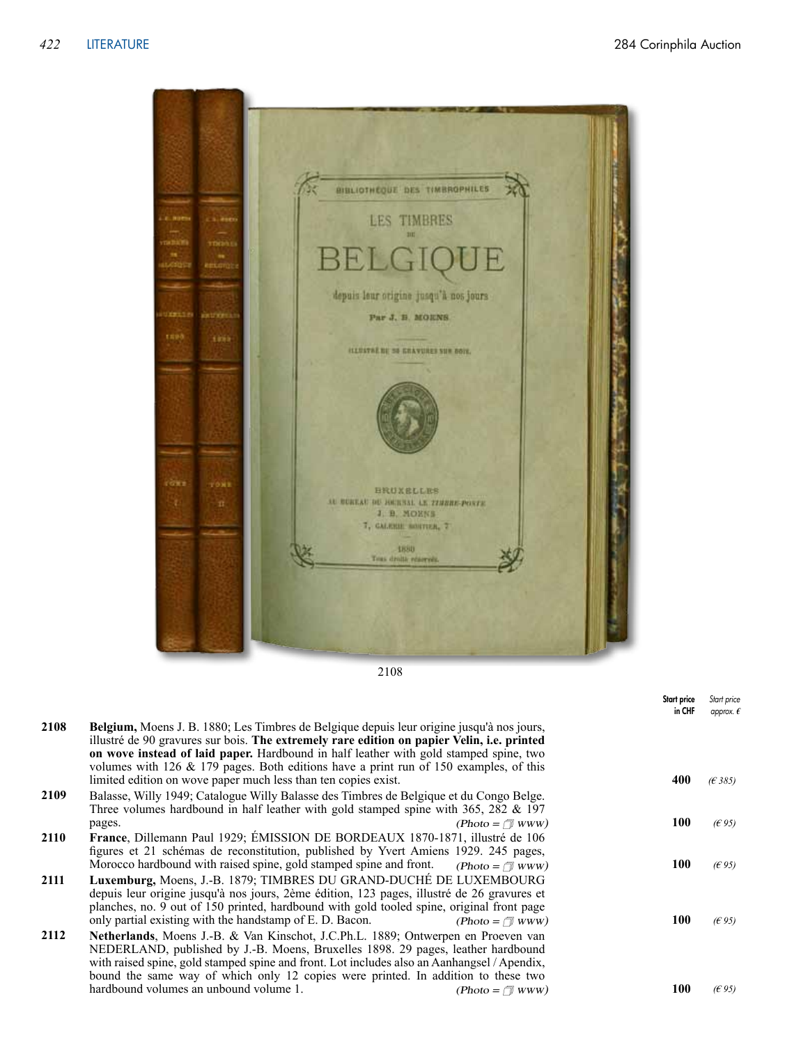2108

| | | Start price in CHF | Start price approx. € |
|---|---|---|---|
| 2108 | **Belgium,** Moens J. B. 1880; Les Timbres de Belgique depuis leur origine jusqu'à nos jours, illustré de 90 gravures sur bois. **The extremely rare edition on papier Velin, i.e. printed on wove instead of laid paper.** Hardbound in half leather with gold stamped spine, two volumes with 126 & 179 pages. Both editions have a print run of 150 examples, of this limited edition on wove paper much less than ten copies exist. | **400** | *(€ 385)* |
| 2109 | Balasse, Willy 1949; Catalogue Willy Balasse des Timbres de Belgique et du Congo Belge. Three volumes hardbound in half leather with gold stamped spine with 365, 282 & 197 pages. *(Photo = www)* | **100** | *(€ 95)* |
| 2110 | **France**, Dillemann Paul 1929; ÉMISSION DE BORDEAUX 1870-1871, illustré de 106 figures et 21 schémas de reconstitution, published by Yvert Amiens 1929. 245 pages, Morocco hardbound with raised spine, gold stamped spine and front. *(Photo = www)* | **100** | *(€ 95)* |
| 2111 | **Luxemburg,** Moens, J.-B. 1879; TIMBRES DU GRAND-DUCHÉ DE LUXEMBOURG depuis leur origine jusqu'à nos jours, 2ème édition, 123 pages, illustré de 26 gravures et planches, no. 9 out of 150 printed, hardbound with gold tooled spine, original front page only partial existing with the handstamp of E. D. Bacon. *(Photo = www)* | **100** | *(€ 95)* |
| 2112 | **Netherlands**, Moens J.-B. & Van Kinschot, J.C.Ph.L. 1889; Ontwerpen en Proeven van NEDERLAND, published by J.-B. Moens, Bruxelles 1898. 29 pages, leather hardbound with raised spine, gold stamped spine and front. Lot includes also an Aanhangsel / Apendix, bound the same way of which only 12 copies were printed. In addition to these two hardbound volumes an unbound volume 1. *(Photo = www)* | **100** | *(€ 95)* |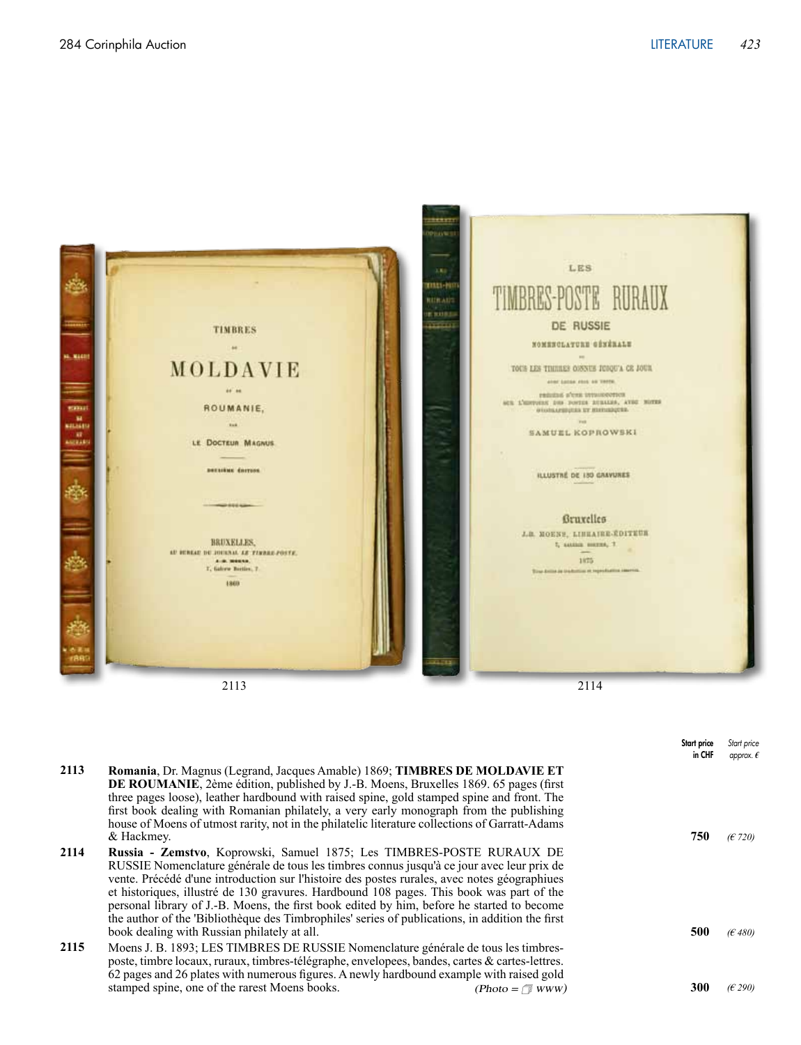2113

2114

| | | Start price in CHF | Start price approx. € |
|---|---|---|---|
| 2113 | **Romania**, Dr. Magnus (Legrand, Jacques Amable) 1869; **TIMBRES DE MOLDAVIE ET DE ROUMANIE**, 2ème édition, published by J.-B. Moens, Bruxelles 1869. 65 pages (first three pages loose), leather hardbound with raised spine, gold stamped spine and front. The first book dealing with Romanian philately, a very early monograph from the publishing house of Moens of utmost rarity, not in the philatelic literature collections of Garratt-Adams & Hackmey. | **750** | *(€ 720)* |
| 2114 | **Russia - Zemstvo**, Koprowski, Samuel 1875; Les TIMBRES-POSTE RURAUX DE RUSSIE Nomenclature générale de tous les timbres connus jusqu'à ce jour avec leur prix de vente. Précédé d'une introduction sur l'histoire des postes rurales, avec notes géographiues et historiques, illustré de 130 gravures. Hardbound 108 pages. This book was part of the personal library of J.-B. Moens, the first book edited by him, before he started to become the author of the 'Bibliothèque des Timbrophiles' series of publications, in addition the first book dealing with Russian philately at all. | **500** | *(€ 480)* |
| 2115 | Moens J. B. 1893; LES TIMBRES DE RUSSIE Nomenclature générale de tous les timbres-poste, timbre locaux, ruraux, timbres-télégraphe, envelopees, bandes, cartes & cartes-lettres. 62 pages and 26 plates with numerous figures. A newly hardbound example with raised gold stamped spine, one of the rarest Moens books. *(Photo = www)* | **300** | *(€ 290)* |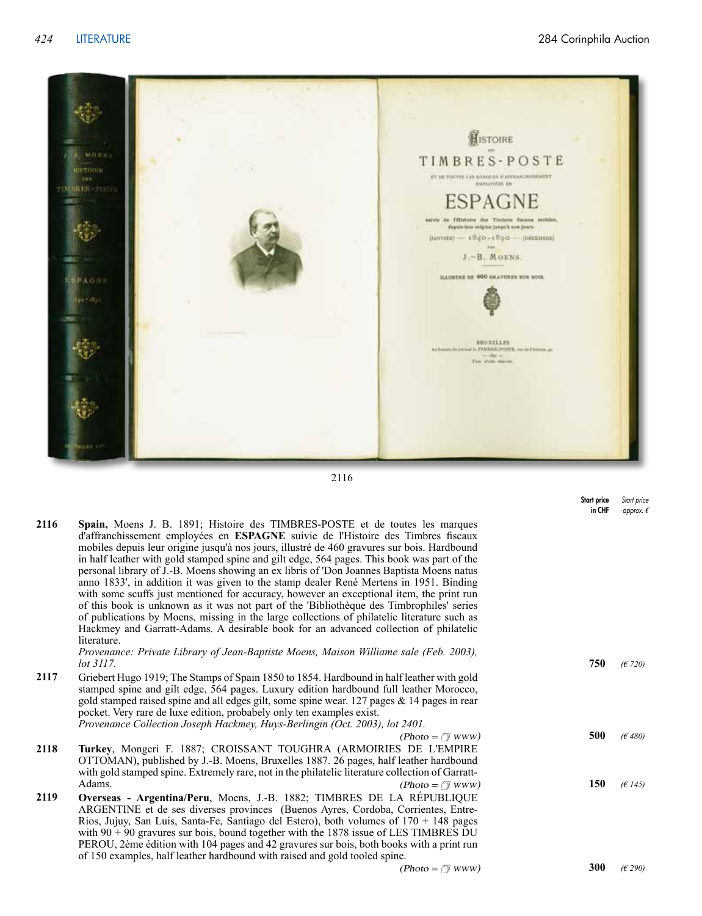2116

| | | Start price in CHF | Start price approx. € |
|---|---|---|---|
| **2116** | **Spain,** Moens J. B. 1891; Histoire des TIMBRES-POSTE et de toutes les marques d'affranchissement employées en **ESPAGNE** suivie de l'Histoire des Timbres fiscaux mobiles depuis leur origine jusqu'à nos jours, illustré de 460 gravures sur bois. Hardbound in half leather with gold stamped spine and gilt edge, 564 pages. This book was part of the personal library of J.-B. Moens showing an ex libris of 'Don Joannes Baptista Moens natus anno 1833', in addition it was given to the stamp dealer René Mertens in 1951. Binding with some scuffs just mentioned for accuracy, however an exceptional item, the print run of this book is unknown as it was not part of the 'Bibliothèque des Timbrophiles' series of publications by Moens, missing in the large collections of philatelic literature such as Hackmey and Garratt-Adams. A desirable book for an advanced collection of philatelic literature. *Provenance: Private Library of Jean-Baptiste Moens, Maison Williame sale (Feb. 2003), lot 3117.* | 750 | (€ 720) |
| **2117** | Griebert Hugo 1919; The Stamps of Spain 1850 to 1854. Hardbound in half leather with gold stamped spine and gilt edge, 564 pages. Luxury edition hardbound full leather Morocco, gold stamped raised spine and all edges gilt, some spine wear. 127 pages & 14 pages in rear pocket. Very rare de luxe edition, probably only ten examples exist. *Provenance Collection Joseph Hackmey, Huys-Berlingin (Oct. 2003), lot 2401.* *(Photo = www)* | 500 | (€ 480) |
| **2118** | **Turkey**, Mongeri F. 1887; CROISSANT TOUGHRA (ARMOIRIES DE L'EMPIRE OTTOMAN), published by J.-B. Moens, Bruxelles 1887. 26 pages, half leather hardbound with gold stamped spine. Extremely rare, not in the philatelic literature collection of Garratt-Adams. *(Photo = www)* | 150 | (€ 145) |
| **2119** | **Overseas - Argentina/Peru**, Moens, J.-B. 1882; TIMBRES DE LA RÉPUBLIQUE ARGENTINE et de ses diverses provinces (Buenos Ayres, Cordoba, Corrientes, Entre-Rios, Jujuy, San Luis, Santa-Fe, Santiago del Estero), both volumes of 170 + 148 pages with 90 + 90 gravures sur bois, bound together with the 1878 issue of LES TIMBRES DU PEROU, 2ème édition with 104 pages and 42 gravures sur bois, both books with a print run of 150 examples, half leather hardbound with raised and gold tooled spine. *(Photo = www)* | 300 | (€ 290) |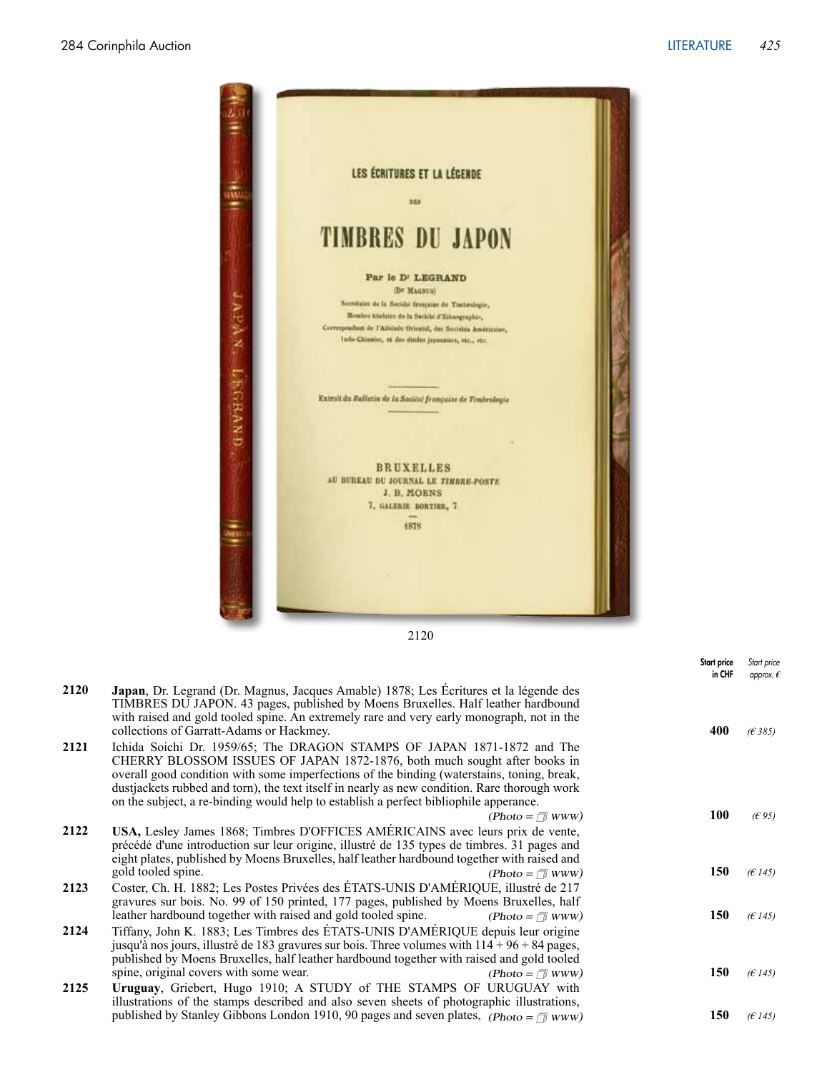2120

| | | Start price in CHF | Start price approx. € |
|---|---|---|---|
| 2120 | **Japan**, Dr. Legrand (Dr. Magnus, Jacques Amable) 1878; Les Écritures et la légende des TIMBRES DU JAPON. 43 pages, published by Moens Bruxelles. Half leather hardbound with raised and gold tooled spine. An extremely rare and very early monograph, not in the collections of Garratt-Adams or Hackmey. | **400** | *(€ 385)* |
| 2121 | Ichida Soichi Dr. 1959/65; The DRAGON STAMPS OF JAPAN 1871-1872 and The CHERRY BLOSSOM ISSUES OF JAPAN 1872-1876, both much sought after books in overall good condition with some imperfections of the binding (waterstains, toning, break, dustjackets rubbed and torn), the text itself in nearly as new condition. Rare thorough work on the subject, a re-binding would help to establish a perfect bibliophile apperance. *(Photo = www)* | **100** | *(€ 95)* |
| 2122 | **USA,** Lesley James 1868; Timbres D'OFFICES AMÉRICAINS avec leurs prix de vente, précédé d'une introduction sur leur origine, illustré de 135 types de timbres. 31 pages and eight plates, published by Moens Bruxelles, half leather hardbound together with raised and gold tooled spine. *(Photo = www)* | **150** | *(€ 145)* |
| 2123 | Coster, Ch. H. 1882; Les Postes Privées des ÉTATS-UNIS D'AMÉRIQUE, illustré de 217 gravures sur bois. No. 99 of 150 printed, 177 pages, published by Moens Bruxelles, half leather hardbound together with raised and gold tooled spine. *(Photo = www)* | **150** | *(€ 145)* |
| 2124 | Tiffany, John K. 1883; Les Timbres des ÉTATS-UNIS D'AMÉRIQUE depuis leur origine jusqu'à nos jours, illustré de 183 gravures sur bois. Three volumes with 114 + 96 + 84 pages, published by Moens Bruxelles, half leather hardbound together with raised and gold tooled spine, original covers with some wear. *(Photo = www)* | **150** | *(€ 145)* |
| 2125 | **Uruguay**, Griebert, Hugo 1910; A STUDY of THE STAMPS OF URUGUAY with illustrations of the stamps described and also seven sheets of photographic illustrations, published by Stanley Gibbons London 1910, 90 pages and seven plates, *(Photo = www)* | **150** | *(€ 145)* |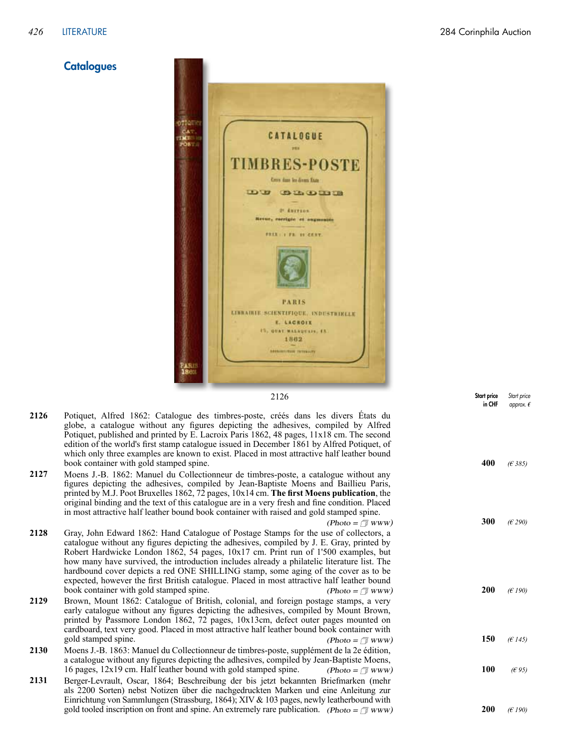## Catalogues

2126

| | | Start price in CHF | Start price approx. € |
|---|---|---|---|
| 2126 | Potiquet, Alfred 1862: Catalogue des timbres-poste, créés dans les divers États du globe, a catalogue without any figures depicting the adhesives, compiled by Alfred Potiquet, published and printed by E. Lacroix Paris 1862, 48 pages, 11x18 cm. The second edition of the world's first stamp catalogue issued in December 1861 by Alfred Potiquet, of which only three examples are known to exist. Placed in most attractive half leather bound book container with gold stamped spine. | 400 | (€ 385) |
| 2127 | Moens J.-B. 1862: Manuel du Collectionneur de timbres-poste, a catalogue without any figures depicting the adhesives, compiled by Jean-Baptiste Moens and Baillieu Paris, printed by M.J. Poot Bruxelles 1862, 72 pages, 10x14 cm. **The first Moens publication**, the original binding and the text of this catalogue are in a very fresh and fine condition. Placed in most attractive half leather bound book container with raised and gold stamped spine. *(Photo = www)* | 300 | (€ 290) |
| 2128 | Gray, John Edward 1862: Hand Catalogue of Postage Stamps for the use of collectors, a catalogue without any figures depicting the adhesives, compiled by J. E. Gray, printed by Robert Hardwicke London 1862, 54 pages, 10x17 cm. Print run of 1'500 examples, but how many have survived, the introduction includes already a philatelic literature list. The hardbound cover depicts a red ONE SHILLING stamp, some aging of the cover as to be expected, however the first British catalogue. Placed in most attractive half leather bound book container with gold stamped spine. *(Photo = www)* | 200 | (€ 190) |
| 2129 | Brown, Mount 1862: Catalogue of British, colonial, and foreign postage stamps, a very early catalogue without any figures depicting the adhesives, compiled by Mount Brown, printed by Passmore London 1862, 72 pages, defect outer pages mounted on cardboard, text very good. Placed in most attractive half leather bound book container with gold stamped spine. *(Photo = www)* | 150 | (€ 145) |
| 2130 | Moens J.-B. 1863: Manuel du Collectionneur de timbres-poste, supplément de la 2e édition, a catalogue without any figures depicting the adhesives, compiled by Jean-Baptiste Moens, 16 pages, 12x19 cm. Half leather bound with gold stamped spine. *(Photo = www)* | 100 | (€ 95) |
| 2131 | Berger-Levrault, Oscar, 1864; Beschreibung der bis jetzt bekannten Briefmarken (mehr als 2200 Sorten) nebst Notizen über die nachgedruckten Marken und eine Anleitung zur Einrichtung von Sammlungen (Strassburg, 1864); XIV & 103 pages, newly leatherbound with gold tooled inscription on front and spine. An extremely rare publication. *(Photo = www)* | 200 | (€ 190) |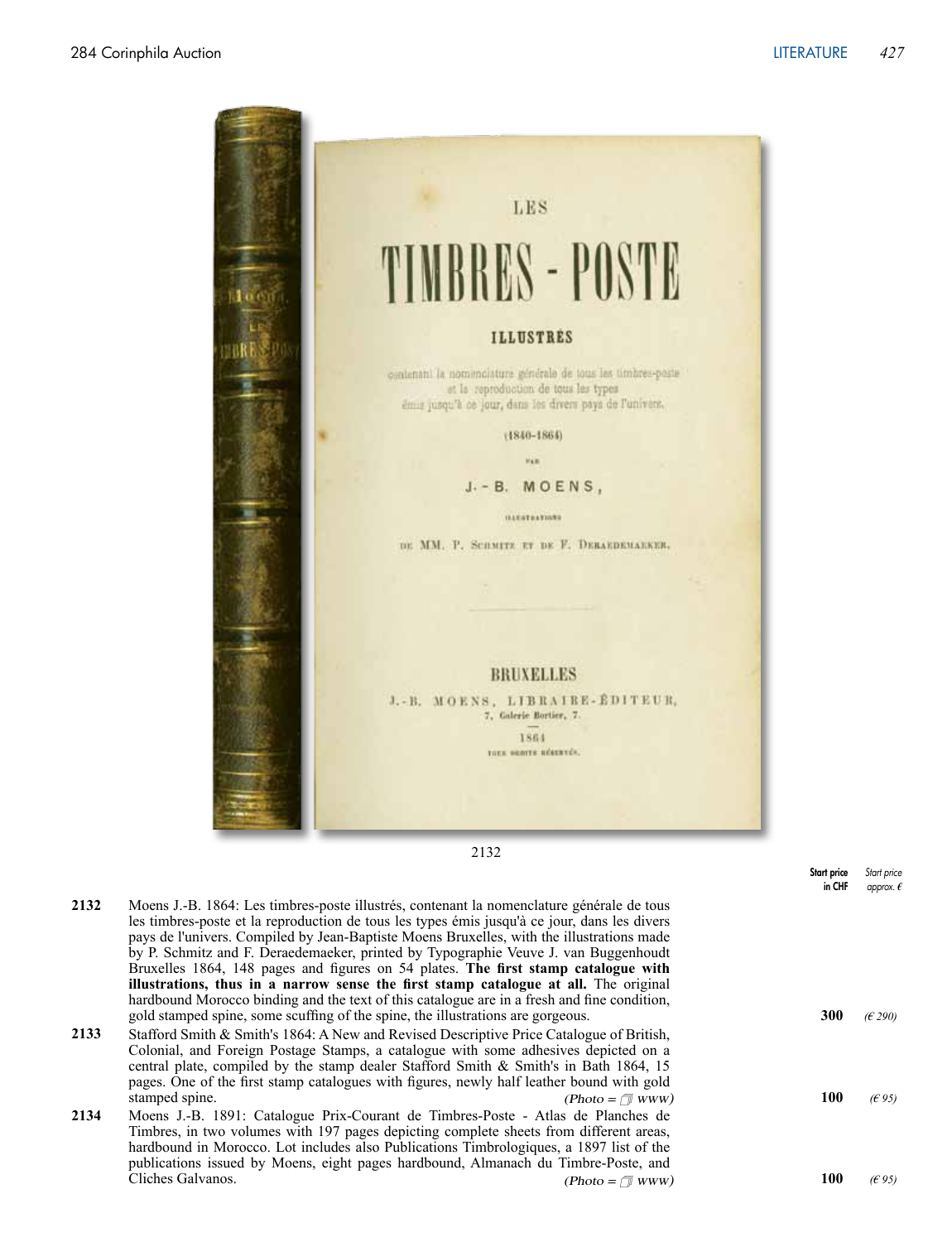2132

| Lot | Description | Start price in CHF | Start price approx. € |
|---|---|---|---|
| **2132** | Moens J.-B. 1864: Les timbres-poste illustrés, contenant la nomenclature générale de tous les timbres-poste et la reproduction de tous les types émis jusqu'à ce jour, dans les divers pays de l'univers. Compiled by Jean-Baptiste Moens Bruxelles, with the illustrations made by P. Schmitz and F. Deraedemaeker, printed by Typographie Veuve J. van Buggenhoudt Bruxelles 1864, 148 pages and figures on 54 plates. **The first stamp catalogue with illustrations, thus in a narrow sense the first stamp catalogue at all.** The original hardbound Morocco binding and the text of this catalogue are in a fresh and fine condition, gold stamped spine, some scuffing of the spine, the illustrations are gorgeous. | **300** | *(€ 290)* |
| **2133** | Stafford Smith & Smith's 1864: A New and Revised Descriptive Price Catalogue of British, Colonial, and Foreign Postage Stamps, a catalogue with some adhesives depicted on a central plate, compiled by the stamp dealer Stafford Smith & Smith's in Bath 1864, 15 pages. One of the first stamp catalogues with figures, newly half leather bound with gold stamped spine. *(Photo = www)* | **100** | *(€ 95)* |
| **2134** | Moens J.-B. 1891: Catalogue Prix-Courant de Timbres-Poste - Atlas de Planches de Timbres, in two volumes with 197 pages depicting complete sheets from different areas, hardbound in Morocco. Lot includes also Publications Timbrologiques, a 1897 list of the publications issued by Moens, eight pages hardbound, Almanach du Timbre-Poste, and Cliches Galvanos. *(Photo = www)* | **100** | *(€ 95)* |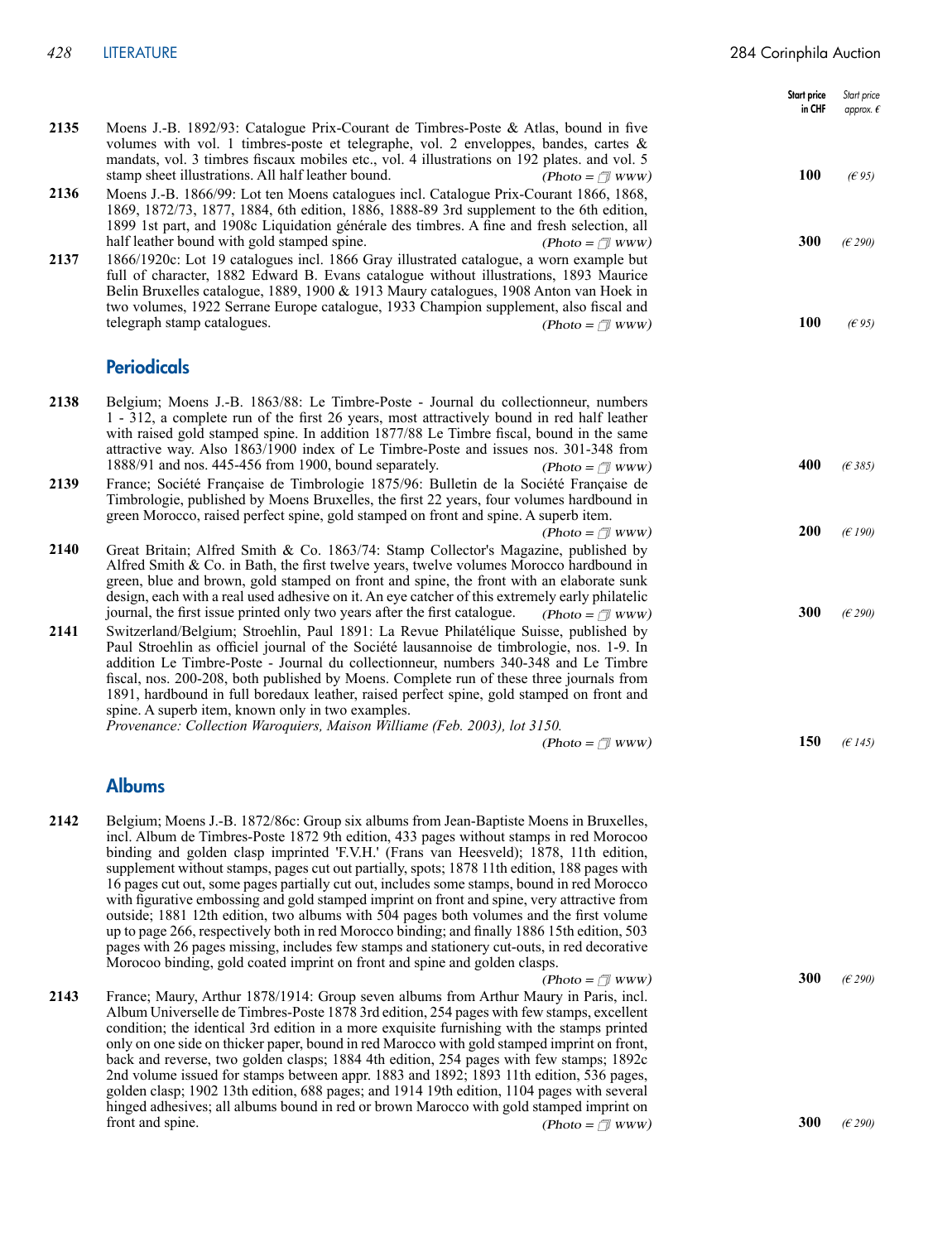| | | Start price in CHF | Start price approx. € |
|---|---|---|---|
| **2135** | Moens J.-B. 1892/93: Catalogue Prix-Courant de Timbres-Poste & Atlas, bound in five volumes with vol. 1 timbres-poste et telegraphe, vol. 2 enveloppes, bandes, cartes & mandats, vol. 3 timbres fiscaux mobiles etc., vol. 4 illustrations on 192 plates. and vol. 5 stamp sheet illustrations. All half leather bound. *(Photo = ❐ www)* | **100** | *(€ 95)* |
| **2136** | Moens J.-B. 1866/99: Lot ten Moens catalogues incl. Catalogue Prix-Courant 1866, 1868, 1869, 1872/73, 1877, 1884, 6th edition, 1886, 1888-89 3rd supplement to the 6th edition, 1899 1st part, and 1908c Liquidation générale des timbres. A fine and fresh selection, all half leather bound with gold stamped spine. *(Photo = ❐ www)* | **300** | *(€ 290)* |
| **2137** | 1866/1920c: Lot 19 catalogues incl. 1866 Gray illustrated catalogue, a worn example but full of character, 1882 Edward B. Evans catalogue without illustrations, 1893 Maurice Belin Bruxelles catalogue, 1889, 1900 & 1913 Maury catalogues, 1908 Anton van Hoek in two volumes, 1922 Serrane Europe catalogue, 1933 Champion supplement, also fiscal and telegraph stamp catalogues. *(Photo = ❐ www)* | **100** | *(€ 95)* |

## Periodicals

| | | | |
|---|---|---|---|
| **2138** | Belgium; Moens J.-B. 1863/88: Le Timbre-Poste - Journal du collectionneur, numbers 1 - 312, a complete run of the first 26 years, most attractively bound in red half leather with raised gold stamped spine. In addition 1877/88 Le Timbre fiscal, bound in the same attractive way. Also 1863/1900 index of Le Timbre-Poste and issues nos. 301-348 from 1888/91 and nos. 445-456 from 1900, bound separately. *(Photo = ❐ www)* | **400** | *(€ 385)* |
| **2139** | France; Société Française de Timbrologie 1875/96: Bulletin de la Société Française de Timbrologie, published by Moens Bruxelles, the first 22 years, four volumes hardbound in green Morocco, raised perfect spine, gold stamped on front and spine. A superb item. *(Photo = ❐ www)* | **200** | *(€ 190)* |
| **2140** | Great Britain; Alfred Smith & Co. 1863/74: Stamp Collector's Magazine, published by Alfred Smith & Co. in Bath, the first twelve years, twelve volumes Morocco hardbound in green, blue and brown, gold stamped on front and spine, the front with an elaborate sunk design, each with a real used adhesive on it. An eye catcher of this extremely early philatelic journal, the first issue printed only two years after the first catalogue. *(Photo = ❐ www)* | **300** | *(€ 290)* |
| **2141** | Switzerland/Belgium; Stroehlin, Paul 1891: La Revue Philatélique Suisse, published by Paul Stroehlin as officiel journal of the Société lausannoise de timbrologie, nos. 1-9. In addition Le Timbre-Poste - Journal du collectionneur, numbers 340-348 and Le Timbre fiscal, nos. 200-208, both published by Moens. Complete run of these three journals from 1891, hardbound in full boredaux leather, raised perfect spine, gold stamped on front and spine. A superb item, known only in two examples. *Provenance: Collection Waroquiers, Maison Williame (Feb. 2003), lot 3150.* *(Photo = ❐ www)* | **150** | *(€ 145)* |

## Albums

| | | | |
|---|---|---|---|
| **2142** | Belgium; Moens J.-B. 1872/86c: Group six albums from Jean-Baptiste Moens in Bruxelles, incl. Album de Timbres-Poste 1872 9th edition, 433 pages without stamps in red Morocoo binding and golden clasp imprinted 'F.V.H.' (Frans van Heesveld); 1878, 11th edition, supplement without stamps, pages cut out partially, spots; 1878 11th edition, 188 pages with 16 pages cut out, some pages partially cut out, includes some stamps, bound in red Morocco with figurative embossing and gold stamped imprint on front and spine, very attractive from outside; 1881 12th edition, two albums with 504 pages both volumes and the first volume up to page 266, respectively both in red Morocco binding; and finally 1886 15th edition, 503 pages with 26 pages missing, includes few stamps and stationery cut-outs, in red decorative Morocoo binding, gold coated imprint on front and spine and golden clasps. *(Photo = ❐ www)* | **300** | *(€ 290)* |
| **2143** | France; Maury, Arthur 1878/1914: Group seven albums from Arthur Maury in Paris, incl. Album Universelle de Timbres-Poste 1878 3rd edition, 254 pages with few stamps, excellent condition; the identical 3rd edition in a more exquisite furnishing with the stamps printed only on one side on thicker paper, bound in red Marocco with gold stamped imprint on front, back and reverse, two golden clasps; 1884 4th edition, 254 pages with few stamps; 1892c 2nd volume issued for stamps between appr. 1883 and 1892; 1893 11th edition, 536 pages, golden clasp; 1902 13th edition, 688 pages; and 1914 19th edition, 1104 pages with several hinged adhesives; all albums bound in red or brown Marocco with gold stamped imprint on front and spine. *(Photo = ❐ www)* | **300** | *(€ 290)* |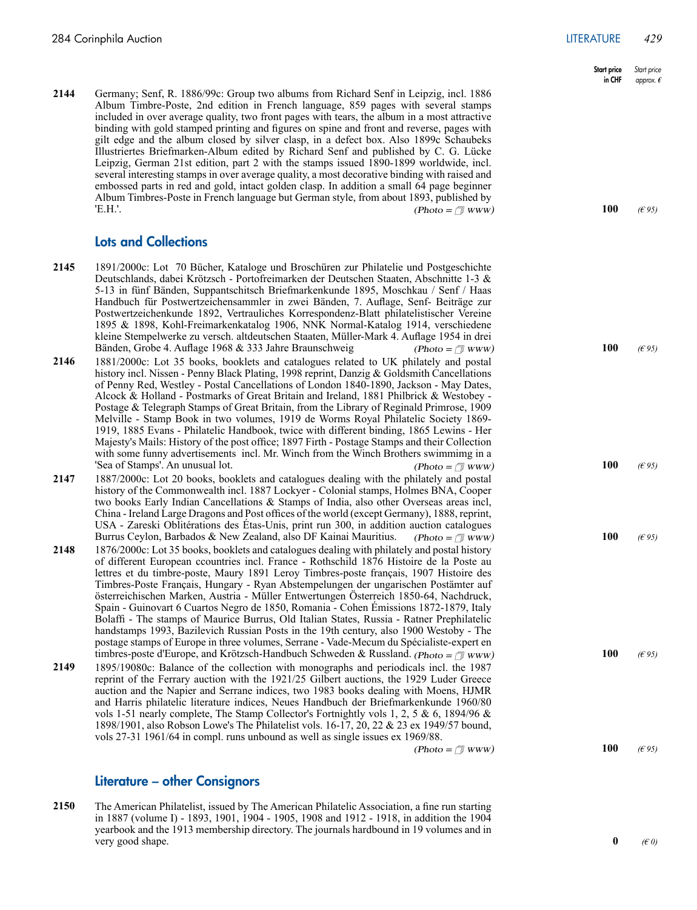| | | Start price in CHF | Start price approx. € |
|---|---|---|---|
| 2144 | Germany; Senf, R. 1886/99c: Group two albums from Richard Senf in Leipzig, incl. 1886 Album Timbre-Poste, 2nd edition in French language, 859 pages with several stamps included in over average quality, two front pages with tears, the album in a most attractive binding with gold stamped printing and figures on spine and front and reverse, pages with gilt edge and the album closed by silver clasp, in a defect box. Also 1899c Schaubeks Illustriertes Briefmarken-Album edited by Richard Senf and published by C. G. Lücke Leipzig, German 21st edition, part 2 with the stamps issued 1890-1899 worldwide, incl. several interesting stamps in over average quality, a most decorative binding with raised and embossed parts in red and gold, intact golden clasp. In addition a small 64 page beginner Album Timbres-Poste in French language but German style, from about 1893, published by 'E.H.'. *(Photo = www)* | 100 | (€ 95) |

## Lots and Collections

| | | | |
|---|---|---|---|
| 2145 | 1891/2000c: Lot 70 Bücher, Kataloge und Broschüren zur Philatelie und Postgeschichte Deutschlands, dabei Krötzsch - Portofreimarken der Deutschen Staaten, Abschnitte 1-3 & 5-13 in fünf Bänden, Suppantschitsch Briefmarkenkunde 1895, Moschkau / Senf / Haas Handbuch für Postwertzeichensammler in zwei Bänden, 7. Auflage, Senf- Beiträge zur Postwertzeichenkunde 1892, Vertrauliches Korrespondenz-Blatt philatelistischer Vereine 1895 & 1898, Kohl-Freimarkenkatalog 1906, NNK Normal-Katalog 1914, verschiedene kleine Stempelwerke zu versch. altdeutschen Staaten, Müller-Mark 4. Auflage 1954 in drei Bänden, Grobe 4. Auflage 1968 & 333 Jahre Braunschweig *(Photo = www)* | 100 | (€ 95) |
| 2146 | 1881/2000c: Lot 35 books, booklets and catalogues related to UK philately and postal history incl. Nissen - Penny Black Plating, 1998 reprint, Danzig & Goldsmith Cancellations of Penny Red, Westley - Postal Cancellations of London 1840-1890, Jackson - May Dates, Alcock & Holland - Postmarks of Great Britain and Ireland, 1881 Philbrick & Westobey - Postage & Telegraph Stamps of Great Britain, from the Library of Reginald Primrose, 1909 Melville - Stamp Book in two volumes, 1919 de Worms Royal Philatelic Society 1869-1919, 1885 Evans - Philatelic Handbook, twice with different binding, 1865 Lewins - Her Majesty's Mails: History of the post office; 1897 Firth - Postage Stamps and their Collection with some funny advertisements incl. Mr. Winch from the Winch Brothers swimmimg in a 'Sea of Stamps'. An unusual lot. *(Photo = www)* | 100 | (€ 95) |
| 2147 | 1887/2000c: Lot 20 books, booklets and catalogues dealing with the philately and postal history of the Commonwealth incl. 1887 Lockyer - Colonial stamps, Holmes BNA, Cooper two books Early Indian Cancellations & Stamps of India, also other Overseas areas incl, China - Ireland Large Dragons and Post offices of the world (except Germany), 1888, reprint, USA - Zareski Oblitérations des Étas-Unis, print run 300, in addition auction catalogues Burrus Ceylon, Barbados & New Zealand, also DF Kainai Mauritius. *(Photo = www)* | 100 | (€ 95) |
| 2148 | 1876/2000c: Lot 35 books, booklets and catalogues dealing with philately and postal history of different European ccountries incl. France - Rothschild 1876 Histoire de la Poste au lettres et du timbre-poste, Maury 1891 Leroy Timbres-poste français, 1907 Histoire des Timbres-Poste Français, Hungary - Ryan Abstempelungen der ungarischen Postämter auf österreichischen Marken, Austria - Müller Entwertungen Österreich 1850-64, Nachdruck, Spain - Guinovart 6 Cuartos Negro de 1850, Romania - Cohen Émissions 1872-1879, Italy Bolaffi - The stamps of Maurice Burrus, Old Italian States, Russia - Ratner Prephilatelic handstamps 1993, Bazilevich Russian Posts in the 19th century, also 1900 Westoby - The postage stamps of Europe in three volumes, Serrane - Vade-Mecum du Spécialiste-expert en timbres-poste d'Europe, and Krötzsch-Handbuch Schweden & Russland. *(Photo = www)* | 100 | (€ 95) |
| 2149 | 1895/19080c: Balance of the collection with monographs and periodicals incl. the 1987 reprint of the Ferrary auction with the 1921/25 Gilbert auctions, the 1929 Luder Greece auction and the Napier and Serrane indices, two 1983 books dealing with Moens, HJMR and Harris philatelic literature indices, Neues Handbuch der Briefmarkenkunde 1960/80 vols 1-51 nearly complete, The Stamp Collector's Fortnightly vols 1, 2, 5 & 6, 1894/96 & 1898/1901, also Robson Lowe's The Philatelist vols. 16-17, 20, 22 & 23 ex 1949/57 bound, vols 27-31 1961/64 in compl. runs unbound as well as single issues ex 1969/88. *(Photo = www)* | 100 | (€ 95) |

## Literature – other Consignors

| | | | |
|---|---|---|---|
| 2150 | The American Philatelist, issued by The American Philatelic Association, a fine run starting in 1887 (volume I) - 1893, 1901, 1904 - 1905, 1908 and 1912 - 1918, in addition the 1904 yearbook and the 1913 membership directory. The journals hardbound in 19 volumes and in very good shape. | 0 | (€ 0) |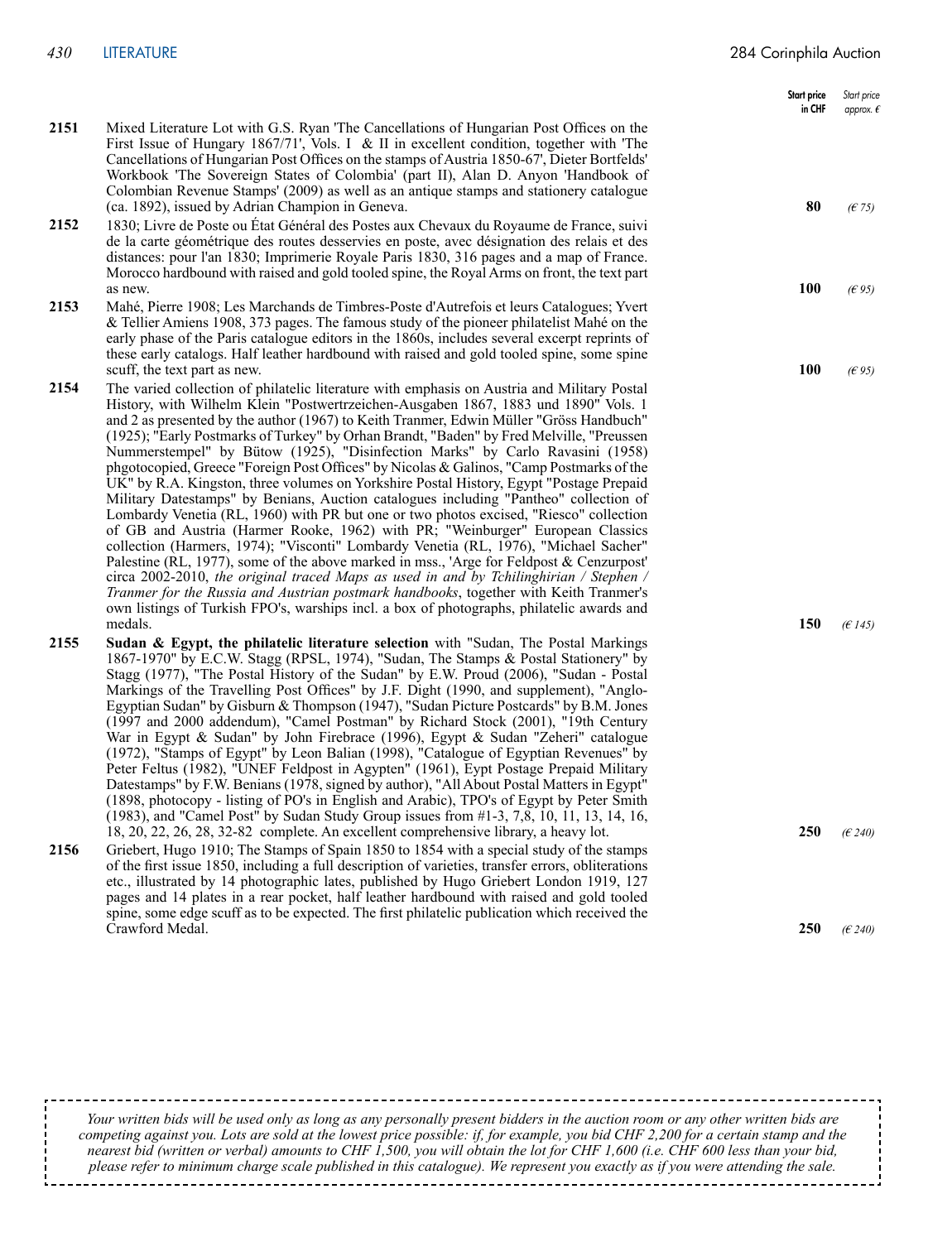| | | Start price in CHF | Start price approx. € |
|---|---|---|---|
| 2151 | Mixed Literature Lot with G.S. Ryan 'The Cancellations of Hungarian Post Offices on the First Issue of Hungary 1867/71', Vols. I & II in excellent condition, together with 'The Cancellations of Hungarian Post Offices on the stamps of Austria 1850-67', Dieter Bortfelds' Workbook 'The Sovereign States of Colombia' (part II), Alan D. Anyon 'Handbook of Colombian Revenue Stamps' (2009) as well as an antique stamps and stationery catalogue (ca. 1892), issued by Adrian Champion in Geneva. | **80** | *(€ 75)* |
| 2152 | 1830; Livre de Poste ou État Général des Postes aux Chevaux du Royaume de France, suivi de la carte géométrique des routes desservies en poste, avec désignation des relais et des distances: pour l'an 1830; Imprimerie Royale Paris 1830, 316 pages and a map of France. Morocco hardbound with raised and gold tooled spine, the Royal Arms on front, the text part as new. | **100** | *(€ 95)* |
| 2153 | Mahé, Pierre 1908; Les Marchands de Timbres-Poste d'Autrefois et leurs Catalogues; Yvert & Tellier Amiens 1908, 373 pages. The famous study of the pioneer philatelist Mahé on the early phase of the Paris catalogue editors in the 1860s, includes several excerpt reprints of these early catalogs. Half leather hardbound with raised and gold tooled spine, some spine scuff, the text part as new. | **100** | *(€ 95)* |
| 2154 | The varied collection of philatelic literature with emphasis on Austria and Military Postal History, with Wilhelm Klein "Postwertrzeichen-Ausgaben 1867, 1883 und 1890" Vols. 1 and 2 as presented by the author (1967) to Keith Tranmer, Edwin Müller "Gröss Handbuch" (1925); "Early Postmarks of Turkey" by Orhan Brandt, "Baden" by Fred Melville, "Preussen Nummerstempel" by Bütow (1925), "Disinfection Marks" by Carlo Ravasini (1958) phgotocopied, Greece "Foreign Post Offices" by Nicolas & Galinos, "Camp Postmarks of the UK" by R.A. Kingston, three volumes on Yorkshire Postal History, Egypt "Postage Prepaid Military Datestamps" by Benians, Auction catalogues including "Pantheo" collection of Lombardy Venetia (RL, 1960) with PR but one or two photos excised, "Riesco" collection of GB and Austria (Harmer Rooke, 1962) with PR; "Weinburger" European Classics collection (Harmers, 1974); "Visconti" Lombardy Venetia (RL, 1976), "Michael Sacher" Palestine (RL, 1977), some of the above marked in mss., 'Arge for Feldpost & Cenzurpost' circa 2002-2010, *the original traced Maps as used in and by Tchilinghirian / Stephen / Tranmer for the Russia and Austrian postmark handbooks*, together with Keith Tranmer's own listings of Turkish FPO's, warships incl. a box of photographs, philatelic awards and medals. | **150** | *(€ 145)* |
| 2155 | **Sudan & Egypt, the philatelic literature selection** with "Sudan, The Postal Markings 1867-1970" by E.C.W. Stagg (RPSL, 1974), "Sudan, The Stamps & Postal Stationery" by Stagg (1977), "The Postal History of the Sudan" by E.W. Proud (2006), "Sudan - Postal Markings of the Travelling Post Offices" by J.F. Dight (1990, and supplement), "Anglo-Egyptian Sudan" by Gisburn & Thompson (1947), "Sudan Picture Postcards" by B.M. Jones (1997 and 2000 addendum), "Camel Postman" by Richard Stock (2001), "19th Century War in Egypt & Sudan" by John Firebrace (1996), Egypt & Sudan "Zeheri" catalogue (1972), "Stamps of Egypt" by Leon Balian (1998), "Catalogue of Egyptian Revenues" by Peter Feltus (1982), "UNEF Feldpost in Agypten" (1961), Eypt Postage Prepaid Military Datestamps" by F.W. Benians (1978, signed by author), "All About Postal Matters in Egypt" (1898, photocopy - listing of PO's in English and Arabic), TPO's of Egypt by Peter Smith (1983), and "Camel Post" by Sudan Study Group issues from #1-3, 7,8, 10, 11, 13, 14, 16, 18, 20, 22, 26, 28, 32-82 complete. An excellent comprehensive library, a heavy lot. | **250** | *(€ 240)* |
| 2156 | Griebert, Hugo 1910; The Stamps of Spain 1850 to 1854 with a special study of the stamps of the first issue 1850, including a full description of varieties, transfer errors, obliterations etc., illustrated by 14 photographic lates, published by Hugo Griebert London 1919, 127 pages and 14 plates in a rear pocket, half leather hardbound with raised and gold tooled spine, some edge scuff as to be expected. The first philatelic publication which received the Crawford Medal. | **250** | *(€ 240)* |

*Your written bids will be used only as long as any personally present bidders in the auction room or any other written bids are competing against you. Lots are sold at the lowest price possible: if, for example, you bid CHF 2,200 for a certain stamp and the nearest bid (written or verbal) amounts to CHF 1,500, you will obtain the lot for CHF 1,600 (i.e. CHF 600 less than your bid, please refer to minimum charge scale published in this catalogue). We represent you exactly as if you were attending the sale.*